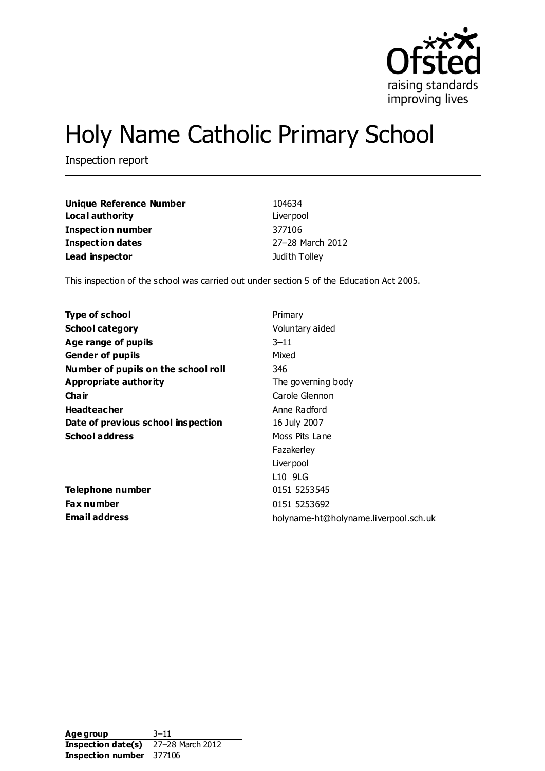# Holy Name Catholic Primary School

Inspection report

| | |
|---|---|
| **Unique Reference Number** | 104634 |
| **Local authority** | Liverpool |
| **Inspection number** | 377106 |
| **Inspection dates** | 27–28 March 2012 |
| **Lead inspector** | Judith Tolley |

This inspection of the school was carried out under section 5 of the Education Act 2005.

| | |
|---|---|
| **Type of school** | Primary |
| **School category** | Voluntary aided |
| **Age range of pupils** | 3–11 |
| **Gender of pupils** | Mixed |
| **Number of pupils on the school roll** | 346 |
| **Appropriate authority** | The governing body |
| **Chair** | Carole Glennon |
| **Headteacher** | Anne Radford |
| **Date of previous school inspection** | 16 July 2007 |
| **School address** | Moss Pits Lane<br>Fazakerley<br>Liverpool<br>L10 9LG |
| **Telephone number** | 0151 5253545 |
| **Fax number** | 0151 5253692 |
| **Email address** | holyname-ht@holyname.liverpool.sch.uk |

| | |
|---|---|
| **Age group** | 3–11 |
| **Inspection date(s)** | 27–28 March 2012 |
| **Inspection number** | 377106 |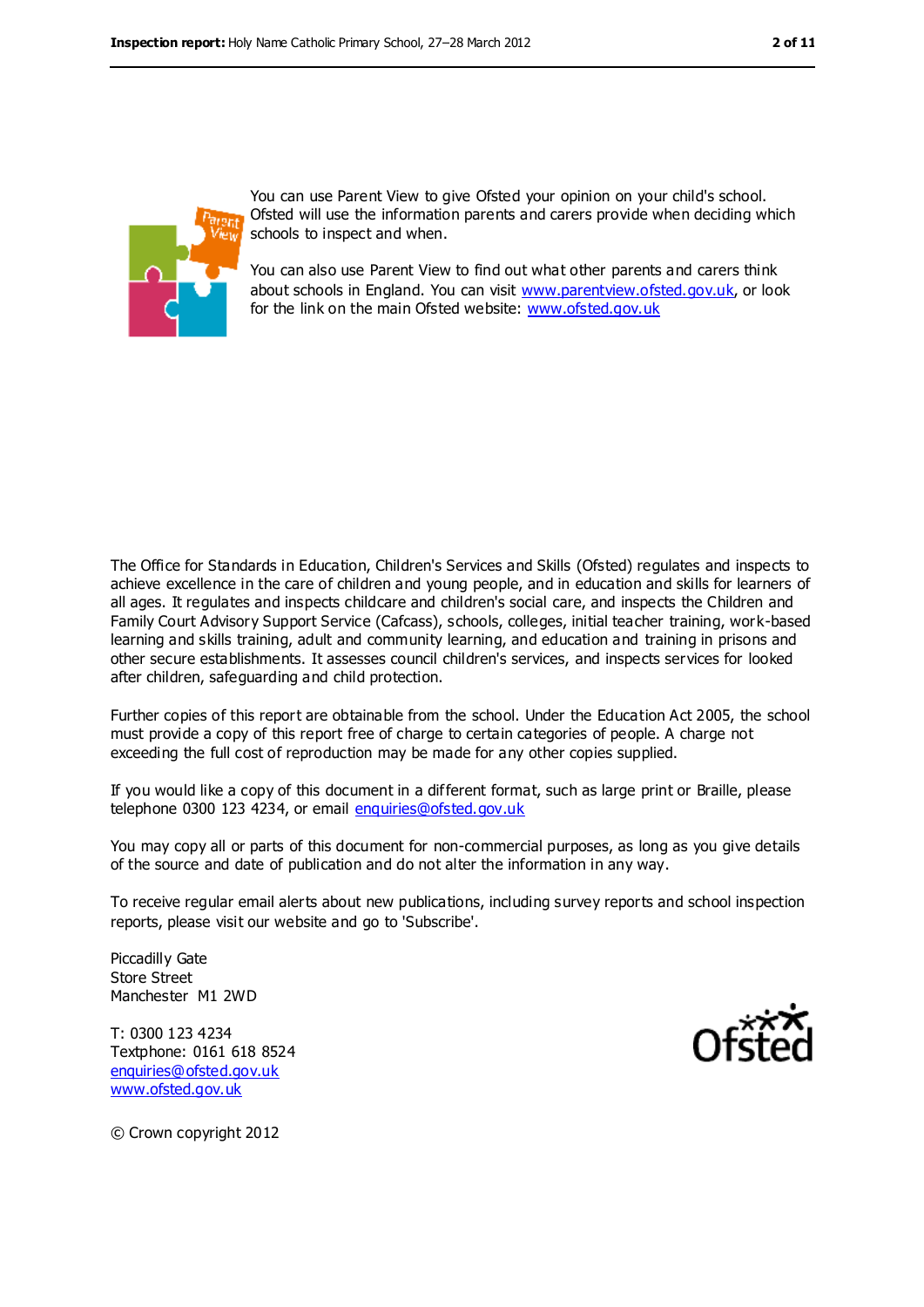You can use Parent View to give Ofsted your opinion on your child's school. Ofsted will use the information parents and carers provide when deciding which schools to inspect and when.

You can also use Parent View to find out what other parents and carers think about schools in England. You can visit www.parentview.ofsted.gov.uk, or look for the link on the main Ofsted website: www.ofsted.gov.uk

The Office for Standards in Education, Children's Services and Skills (Ofsted) regulates and inspects to achieve excellence in the care of children and young people, and in education and skills for learners of all ages. It regulates and inspects childcare and children's social care, and inspects the Children and Family Court Advisory Support Service (Cafcass), schools, colleges, initial teacher training, work-based learning and skills training, adult and community learning, and education and training in prisons and other secure establishments. It assesses council children's services, and inspects services for looked after children, safeguarding and child protection.

Further copies of this report are obtainable from the school. Under the Education Act 2005, the school must provide a copy of this report free of charge to certain categories of people. A charge not exceeding the full cost of reproduction may be made for any other copies supplied.

If you would like a copy of this document in a different format, such as large print or Braille, please telephone 0300 123 4234, or email enquiries@ofsted.gov.uk

You may copy all or parts of this document for non-commercial purposes, as long as you give details of the source and date of publication and do not alter the information in any way.

To receive regular email alerts about new publications, including survey reports and school inspection reports, please visit our website and go to 'Subscribe'.

Piccadilly Gate
Store Street
Manchester M1 2WD

T: 0300 123 4234
Textphone: 0161 618 8524
enquiries@ofsted.gov.uk
www.ofsted.gov.uk

© Crown copyright 2012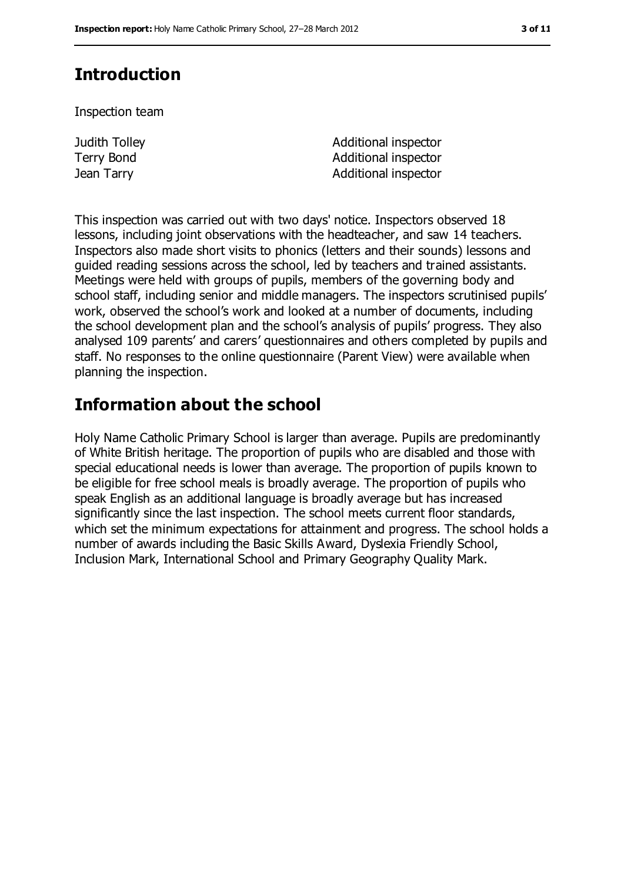## Introduction

Inspection team

| | |
|---|---|
| Judith Tolley | Additional inspector |
| Terry Bond | Additional inspector |
| Jean Tarry | Additional inspector |

This inspection was carried out with two days' notice. Inspectors observed 18 lessons, including joint observations with the headteacher, and saw 14 teachers. Inspectors also made short visits to phonics (letters and their sounds) lessons and guided reading sessions across the school, led by teachers and trained assistants. Meetings were held with groups of pupils, members of the governing body and school staff, including senior and middle managers. The inspectors scrutinised pupils' work, observed the school's work and looked at a number of documents, including the school development plan and the school's analysis of pupils' progress. They also analysed 109 parents' and carers' questionnaires and others completed by pupils and staff. No responses to the online questionnaire (Parent View) were available when planning the inspection.

## Information about the school

Holy Name Catholic Primary School is larger than average. Pupils are predominantly of White British heritage. The proportion of pupils who are disabled and those with special educational needs is lower than average. The proportion of pupils known to be eligible for free school meals is broadly average. The proportion of pupils who speak English as an additional language is broadly average but has increased significantly since the last inspection. The school meets current floor standards, which set the minimum expectations for attainment and progress. The school holds a number of awards including the Basic Skills Award, Dyslexia Friendly School, Inclusion Mark, International School and Primary Geography Quality Mark.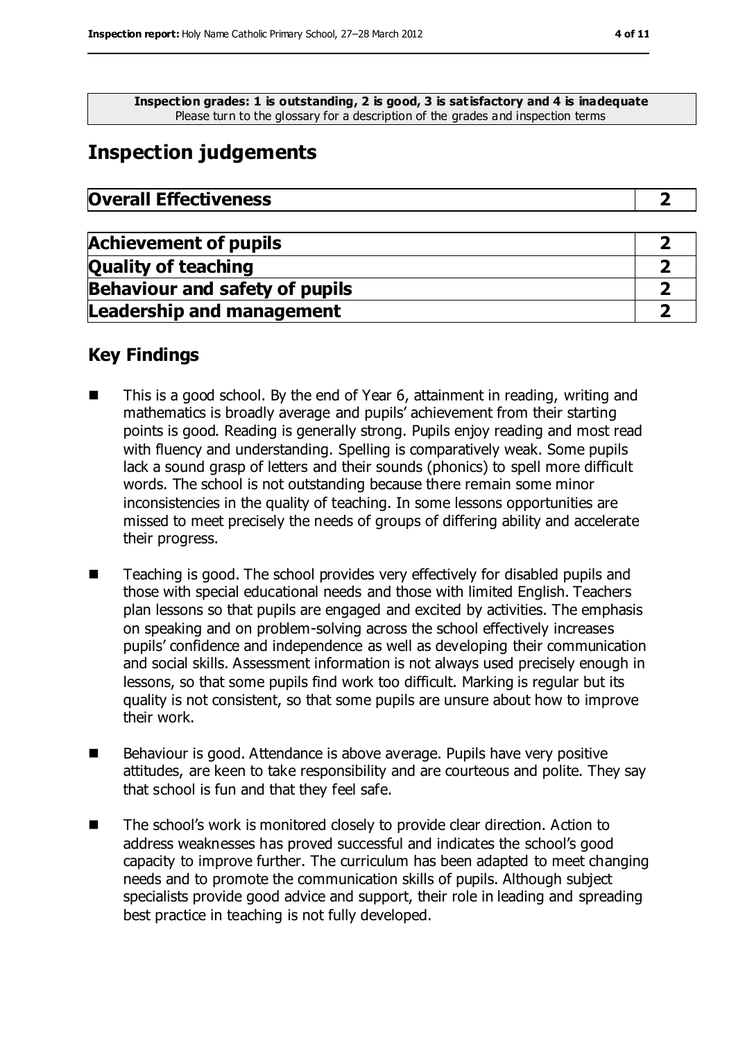**Inspection grades: 1 is outstanding, 2 is good, 3 is satisfactory and 4 is inadequate**
Please turn to the glossary for a description of the grades and inspection terms

# Inspection judgements

| **Overall Effectiveness** | **2** |
|---|---|

| **Achievement of pupils** | **2** |
|---|---|
| **Quality of teaching** | **2** |
| **Behaviour and safety of pupils** | **2** |
| **Leadership and management** | **2** |

## Key Findings

- This is a good school. By the end of Year 6, attainment in reading, writing and mathematics is broadly average and pupils' achievement from their starting points is good. Reading is generally strong. Pupils enjoy reading and most read with fluency and understanding. Spelling is comparatively weak. Some pupils lack a sound grasp of letters and their sounds (phonics) to spell more difficult words. The school is not outstanding because there remain some minor inconsistencies in the quality of teaching. In some lessons opportunities are missed to meet precisely the needs of groups of differing ability and accelerate their progress.

- Teaching is good. The school provides very effectively for disabled pupils and those with special educational needs and those with limited English. Teachers plan lessons so that pupils are engaged and excited by activities. The emphasis on speaking and on problem-solving across the school effectively increases pupils' confidence and independence as well as developing their communication and social skills. Assessment information is not always used precisely enough in lessons, so that some pupils find work too difficult. Marking is regular but its quality is not consistent, so that some pupils are unsure about how to improve their work.

- Behaviour is good. Attendance is above average. Pupils have very positive attitudes, are keen to take responsibility and are courteous and polite. They say that school is fun and that they feel safe.

- The school's work is monitored closely to provide clear direction. Action to address weaknesses has proved successful and indicates the school's good capacity to improve further. The curriculum has been adapted to meet changing needs and to promote the communication skills of pupils. Although subject specialists provide good advice and support, their role in leading and spreading best practice in teaching is not fully developed.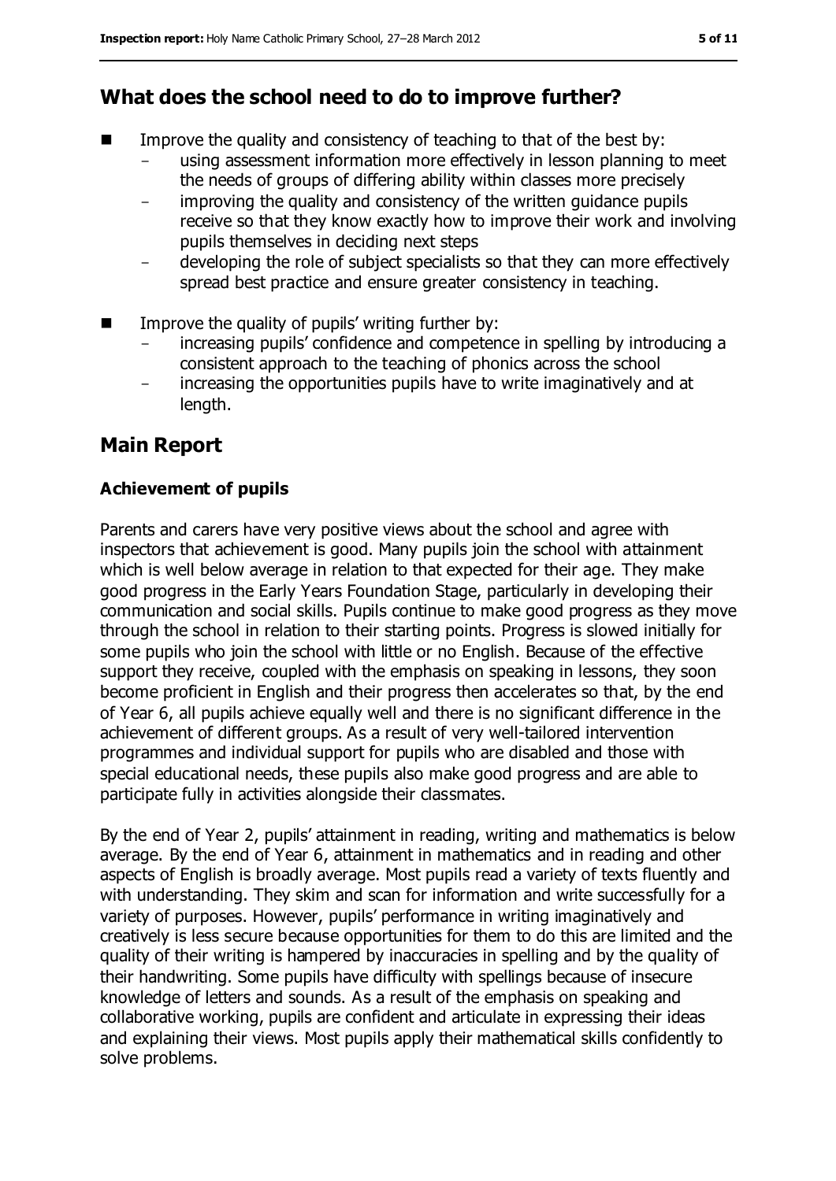## What does the school need to do to improve further?

- Improve the quality and consistency of teaching to that of the best by:
  - using assessment information more effectively in lesson planning to meet the needs of groups of differing ability within classes more precisely
  - improving the quality and consistency of the written guidance pupils receive so that they know exactly how to improve their work and involving pupils themselves in deciding next steps
  - developing the role of subject specialists so that they can more effectively spread best practice and ensure greater consistency in teaching.
- Improve the quality of pupils' writing further by:
  - increasing pupils' confidence and competence in spelling by introducing a consistent approach to the teaching of phonics across the school
  - increasing the opportunities pupils have to write imaginatively and at length.

## Main Report

### Achievement of pupils

Parents and carers have very positive views about the school and agree with inspectors that achievement is good. Many pupils join the school with attainment which is well below average in relation to that expected for their age. They make good progress in the Early Years Foundation Stage, particularly in developing their communication and social skills. Pupils continue to make good progress as they move through the school in relation to their starting points. Progress is slowed initially for some pupils who join the school with little or no English. Because of the effective support they receive, coupled with the emphasis on speaking in lessons, they soon become proficient in English and their progress then accelerates so that, by the end of Year 6, all pupils achieve equally well and there is no significant difference in the achievement of different groups. As a result of very well-tailored intervention programmes and individual support for pupils who are disabled and those with special educational needs, these pupils also make good progress and are able to participate fully in activities alongside their classmates.

By the end of Year 2, pupils' attainment in reading, writing and mathematics is below average. By the end of Year 6, attainment in mathematics and in reading and other aspects of English is broadly average. Most pupils read a variety of texts fluently and with understanding. They skim and scan for information and write successfully for a variety of purposes. However, pupils' performance in writing imaginatively and creatively is less secure because opportunities for them to do this are limited and the quality of their writing is hampered by inaccuracies in spelling and by the quality of their handwriting. Some pupils have difficulty with spellings because of insecure knowledge of letters and sounds. As a result of the emphasis on speaking and collaborative working, pupils are confident and articulate in expressing their ideas and explaining their views. Most pupils apply their mathematical skills confidently to solve problems.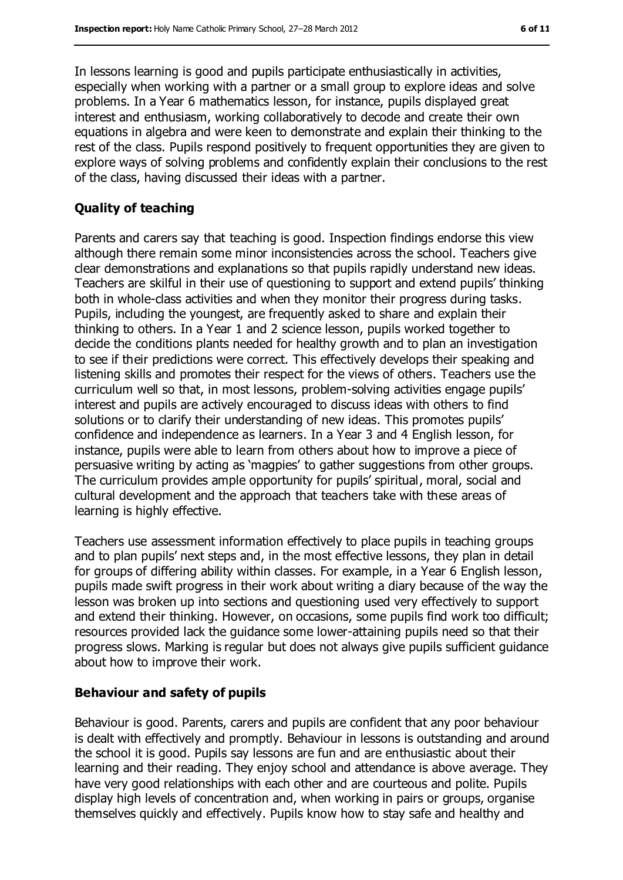In lessons learning is good and pupils participate enthusiastically in activities, especially when working with a partner or a small group to explore ideas and solve problems. In a Year 6 mathematics lesson, for instance, pupils displayed great interest and enthusiasm, working collaboratively to decode and create their own equations in algebra and were keen to demonstrate and explain their thinking to the rest of the class. Pupils respond positively to frequent opportunities they are given to explore ways of solving problems and confidently explain their conclusions to the rest of the class, having discussed their ideas with a partner.

### Quality of teaching

Parents and carers say that teaching is good. Inspection findings endorse this view although there remain some minor inconsistencies across the school. Teachers give clear demonstrations and explanations so that pupils rapidly understand new ideas. Teachers are skilful in their use of questioning to support and extend pupils' thinking both in whole-class activities and when they monitor their progress during tasks. Pupils, including the youngest, are frequently asked to share and explain their thinking to others. In a Year 1 and 2 science lesson, pupils worked together to decide the conditions plants needed for healthy growth and to plan an investigation to see if their predictions were correct. This effectively develops their speaking and listening skills and promotes their respect for the views of others. Teachers use the curriculum well so that, in most lessons, problem-solving activities engage pupils' interest and pupils are actively encouraged to discuss ideas with others to find solutions or to clarify their understanding of new ideas. This promotes pupils' confidence and independence as learners. In a Year 3 and 4 English lesson, for instance, pupils were able to learn from others about how to improve a piece of persuasive writing by acting as 'magpies' to gather suggestions from other groups. The curriculum provides ample opportunity for pupils' spiritual, moral, social and cultural development and the approach that teachers take with these areas of learning is highly effective.

Teachers use assessment information effectively to place pupils in teaching groups and to plan pupils' next steps and, in the most effective lessons, they plan in detail for groups of differing ability within classes. For example, in a Year 6 English lesson, pupils made swift progress in their work about writing a diary because of the way the lesson was broken up into sections and questioning used very effectively to support and extend their thinking. However, on occasions, some pupils find work too difficult; resources provided lack the guidance some lower-attaining pupils need so that their progress slows. Marking is regular but does not always give pupils sufficient guidance about how to improve their work.

### Behaviour and safety of pupils

Behaviour is good. Parents, carers and pupils are confident that any poor behaviour is dealt with effectively and promptly. Behaviour in lessons is outstanding and around the school it is good. Pupils say lessons are fun and are enthusiastic about their learning and their reading. They enjoy school and attendance is above average. They have very good relationships with each other and are courteous and polite. Pupils display high levels of concentration and, when working in pairs or groups, organise themselves quickly and effectively. Pupils know how to stay safe and healthy and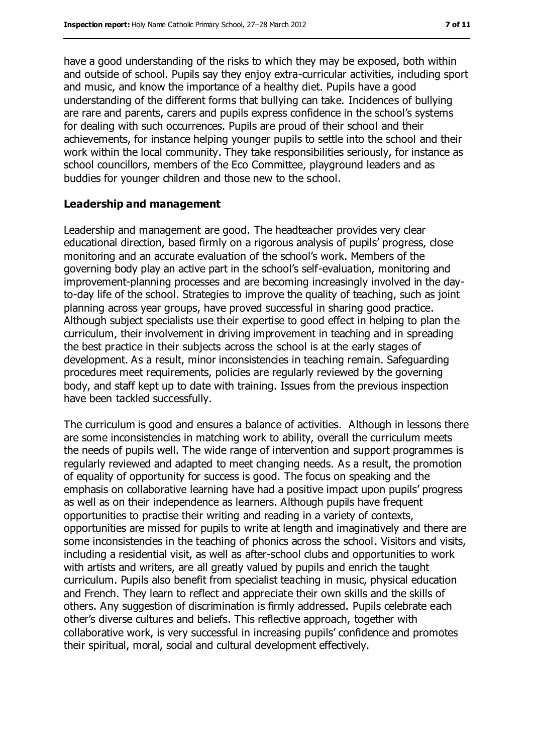have a good understanding of the risks to which they may be exposed, both within and outside of school. Pupils say they enjoy extra-curricular activities, including sport and music, and know the importance of a healthy diet. Pupils have a good understanding of the different forms that bullying can take. Incidences of bullying are rare and parents, carers and pupils express confidence in the school's systems for dealing with such occurrences. Pupils are proud of their school and their achievements, for instance helping younger pupils to settle into the school and their work within the local community. They take responsibilities seriously, for instance as school councillors, members of the Eco Committee, playground leaders and as buddies for younger children and those new to the school.

### Leadership and management

Leadership and management are good. The headteacher provides very clear educational direction, based firmly on a rigorous analysis of pupils' progress, close monitoring and an accurate evaluation of the school's work. Members of the governing body play an active part in the school's self-evaluation, monitoring and improvement-planning processes and are becoming increasingly involved in the day-to-day life of the school. Strategies to improve the quality of teaching, such as joint planning across year groups, have proved successful in sharing good practice. Although subject specialists use their expertise to good effect in helping to plan the curriculum, their involvement in driving improvement in teaching and in spreading the best practice in their subjects across the school is at the early stages of development. As a result, minor inconsistencies in teaching remain. Safeguarding procedures meet requirements, policies are regularly reviewed by the governing body, and staff kept up to date with training. Issues from the previous inspection have been tackled successfully.

The curriculum is good and ensures a balance of activities. Although in lessons there are some inconsistencies in matching work to ability, overall the curriculum meets the needs of pupils well. The wide range of intervention and support programmes is regularly reviewed and adapted to meet changing needs. As a result, the promotion of equality of opportunity for success is good. The focus on speaking and the emphasis on collaborative learning have had a positive impact upon pupils' progress as well as on their independence as learners. Although pupils have frequent opportunities to practise their writing and reading in a variety of contexts, opportunities are missed for pupils to write at length and imaginatively and there are some inconsistencies in the teaching of phonics across the school. Visitors and visits, including a residential visit, as well as after-school clubs and opportunities to work with artists and writers, are all greatly valued by pupils and enrich the taught curriculum. Pupils also benefit from specialist teaching in music, physical education and French. They learn to reflect and appreciate their own skills and the skills of others. Any suggestion of discrimination is firmly addressed. Pupils celebrate each other's diverse cultures and beliefs. This reflective approach, together with collaborative work, is very successful in increasing pupils' confidence and promotes their spiritual, moral, social and cultural development effectively.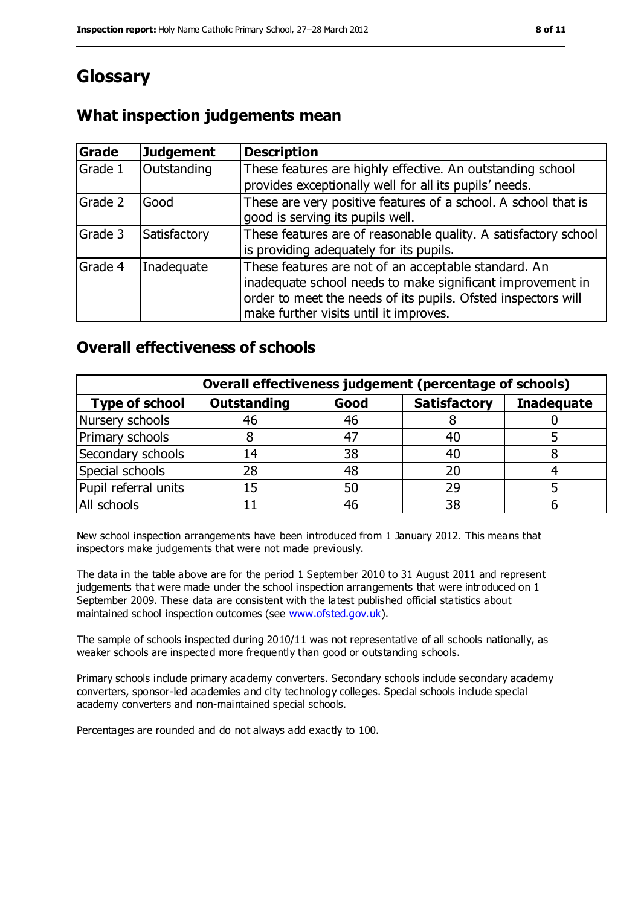# Glossary

## What inspection judgements mean

| Grade | Judgement | Description |
| --- | --- | --- |
| Grade 1 | Outstanding | These features are highly effective. An outstanding school provides exceptionally well for all its pupils' needs. |
| Grade 2 | Good | These are very positive features of a school. A school that is good is serving its pupils well. |
| Grade 3 | Satisfactory | These features are of reasonable quality. A satisfactory school is providing adequately for its pupils. |
| Grade 4 | Inadequate | These features are not of an acceptable standard. An inadequate school needs to make significant improvement in order to meet the needs of its pupils. Ofsted inspectors will make further visits until it improves. |

## Overall effectiveness of schools

| | Overall effectiveness judgement (percentage of schools) | | | |
| --- | --- | --- | --- | --- |
| **Type of school** | **Outstanding** | **Good** | **Satisfactory** | **Inadequate** |
| Nursery schools | 46 | 46 | 8 | 0 |
| Primary schools | 8 | 47 | 40 | 5 |
| Secondary schools | 14 | 38 | 40 | 8 |
| Special schools | 28 | 48 | 20 | 4 |
| Pupil referral units | 15 | 50 | 29 | 5 |
| All schools | 11 | 46 | 38 | 6 |

New school inspection arrangements have been introduced from 1 January 2012. This means that inspectors make judgements that were not made previously.

The data in the table above are for the period 1 September 2010 to 31 August 2011 and represent judgements that were made under the school inspection arrangements that were introduced on 1 September 2009. These data are consistent with the latest published official statistics about maintained school inspection outcomes (see www.ofsted.gov.uk).

The sample of schools inspected during 2010/11 was not representative of all schools nationally, as weaker schools are inspected more frequently than good or outstanding schools.

Primary schools include primary academy converters. Secondary schools include secondary academy converters, sponsor-led academies and city technology colleges. Special schools include special academy converters and non-maintained special schools.

Percentages are rounded and do not always add exactly to 100.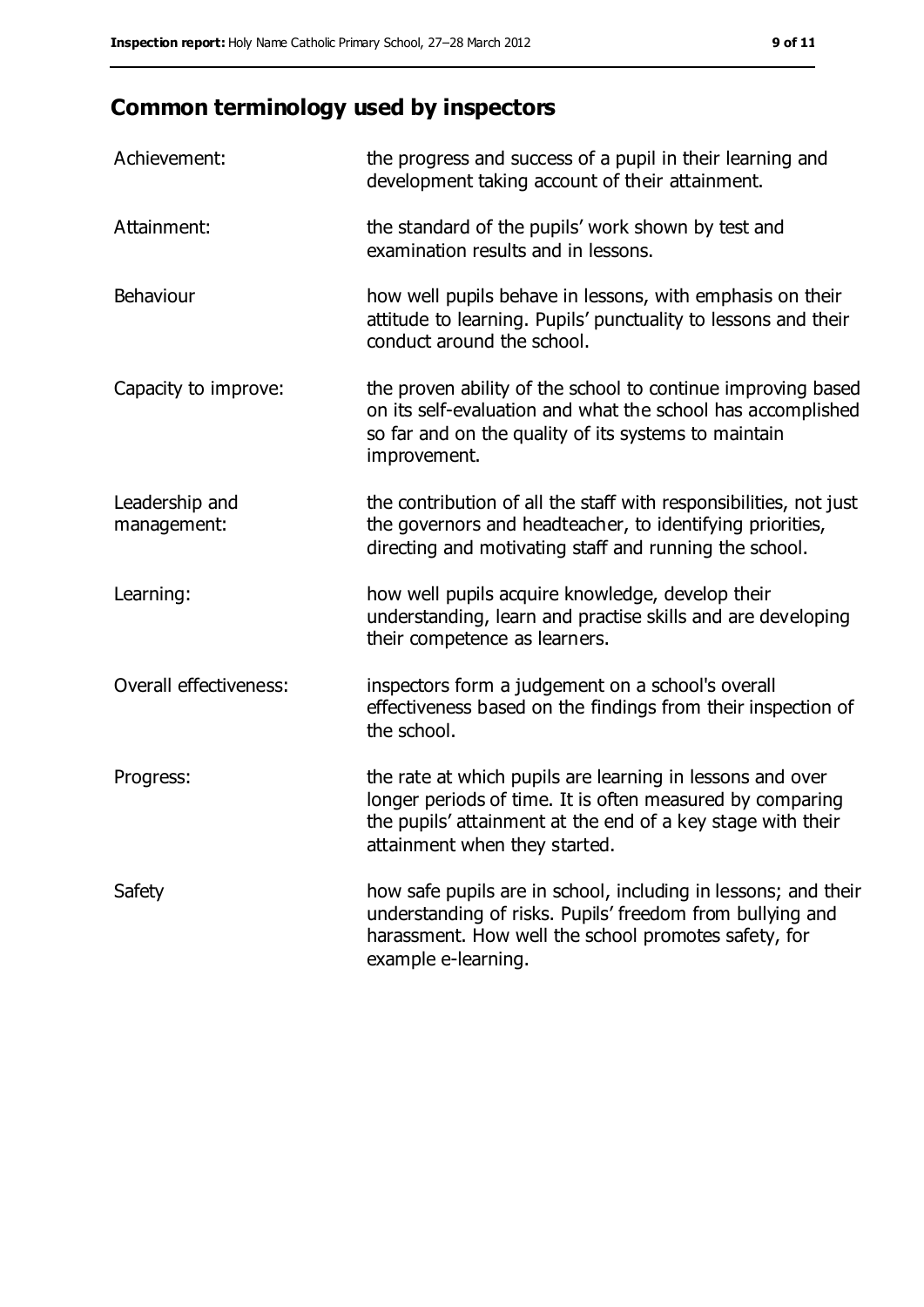## Common terminology used by inspectors

| | |
|---|---|
| Achievement: | the progress and success of a pupil in their learning and development taking account of their attainment. |
| Attainment: | the standard of the pupils' work shown by test and examination results and in lessons. |
| Behaviour | how well pupils behave in lessons, with emphasis on their attitude to learning. Pupils' punctuality to lessons and their conduct around the school. |
| Capacity to improve: | the proven ability of the school to continue improving based on its self-evaluation and what the school has accomplished so far and on the quality of its systems to maintain improvement. |
| Leadership and management: | the contribution of all the staff with responsibilities, not just the governors and headteacher, to identifying priorities, directing and motivating staff and running the school. |
| Learning: | how well pupils acquire knowledge, develop their understanding, learn and practise skills and are developing their competence as learners. |
| Overall effectiveness: | inspectors form a judgement on a school's overall effectiveness based on the findings from their inspection of the school. |
| Progress: | the rate at which pupils are learning in lessons and over longer periods of time. It is often measured by comparing the pupils' attainment at the end of a key stage with their attainment when they started. |
| Safety | how safe pupils are in school, including in lessons; and their understanding of risks. Pupils' freedom from bullying and harassment. How well the school promotes safety, for example e-learning. |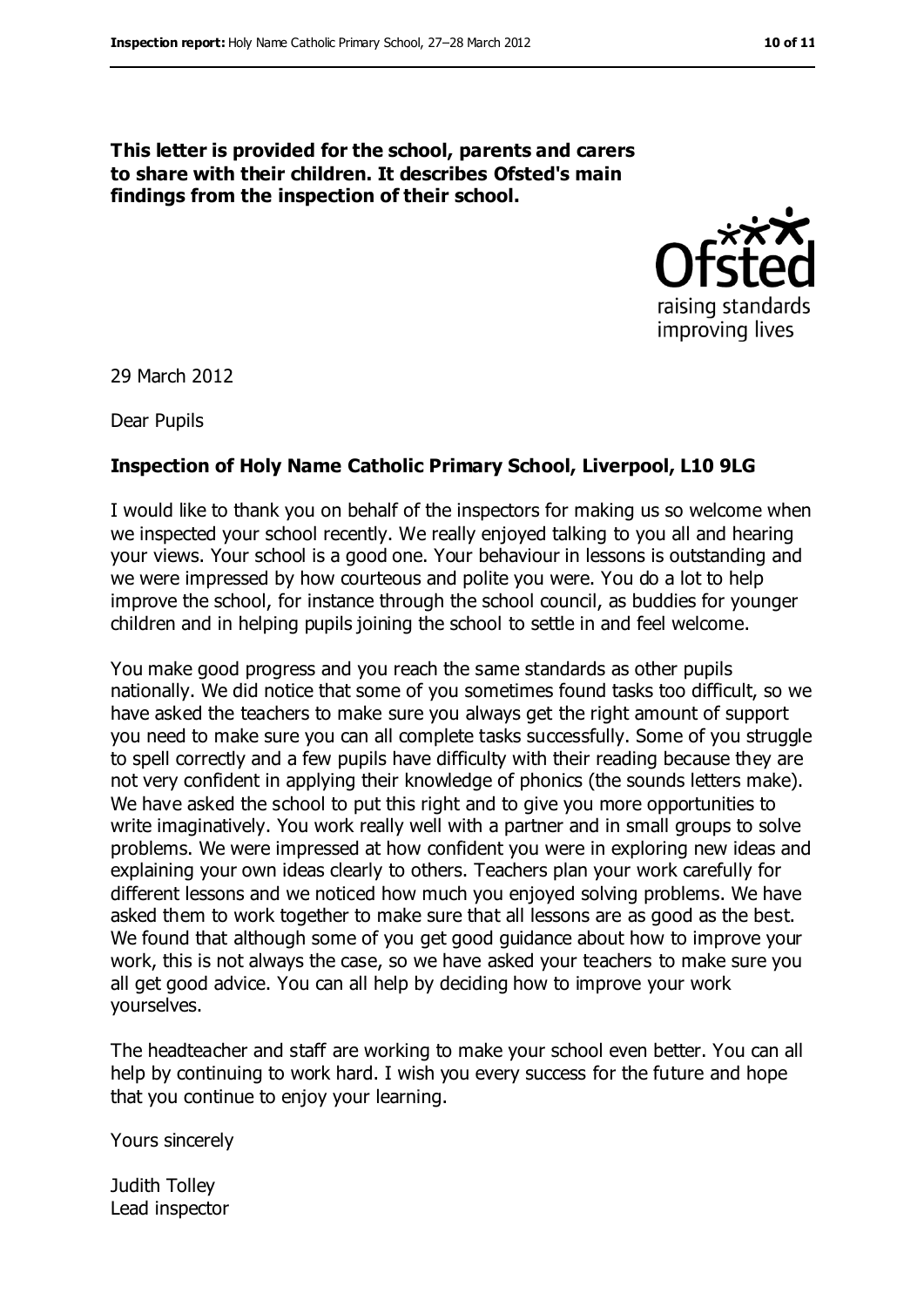**This letter is provided for the school, parents and carers to share with their children. It describes Ofsted's main findings from the inspection of their school.**

29 March 2012

Dear Pupils

**Inspection of Holy Name Catholic Primary School, Liverpool, L10 9LG**

I would like to thank you on behalf of the inspectors for making us so welcome when we inspected your school recently. We really enjoyed talking to you all and hearing your views. Your school is a good one. Your behaviour in lessons is outstanding and we were impressed by how courteous and polite you were. You do a lot to help improve the school, for instance through the school council, as buddies for younger children and in helping pupils joining the school to settle in and feel welcome.

You make good progress and you reach the same standards as other pupils nationally. We did notice that some of you sometimes found tasks too difficult, so we have asked the teachers to make sure you always get the right amount of support you need to make sure you can all complete tasks successfully. Some of you struggle to spell correctly and a few pupils have difficulty with their reading because they are not very confident in applying their knowledge of phonics (the sounds letters make). We have asked the school to put this right and to give you more opportunities to write imaginatively. You work really well with a partner and in small groups to solve problems. We were impressed at how confident you were in exploring new ideas and explaining your own ideas clearly to others. Teachers plan your work carefully for different lessons and we noticed how much you enjoyed solving problems. We have asked them to work together to make sure that all lessons are as good as the best. We found that although some of you get good guidance about how to improve your work, this is not always the case, so we have asked your teachers to make sure you all get good advice. You can all help by deciding how to improve your work yourselves.

The headteacher and staff are working to make your school even better. You can all help by continuing to work hard. I wish you every success for the future and hope that you continue to enjoy your learning.

Yours sincerely

Judith Tolley
Lead inspector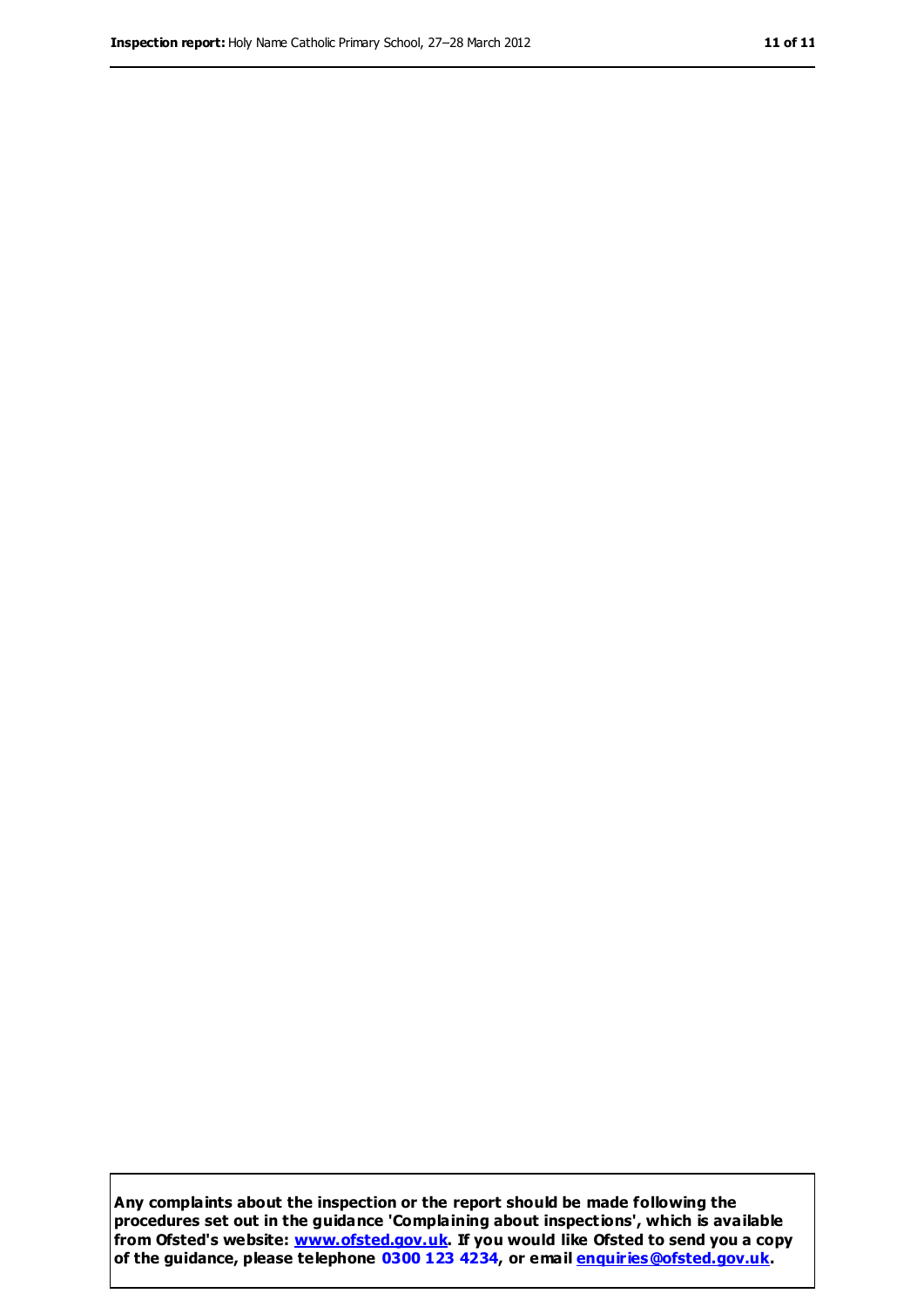**Any complaints about the inspection or the report should be made following the procedures set out in the guidance 'Complaining about inspections', which is available from Ofsted's website: www.ofsted.gov.uk. If you would like Ofsted to send you a copy of the guidance, please telephone 0300 123 4234, or email enquiries@ofsted.gov.uk.**